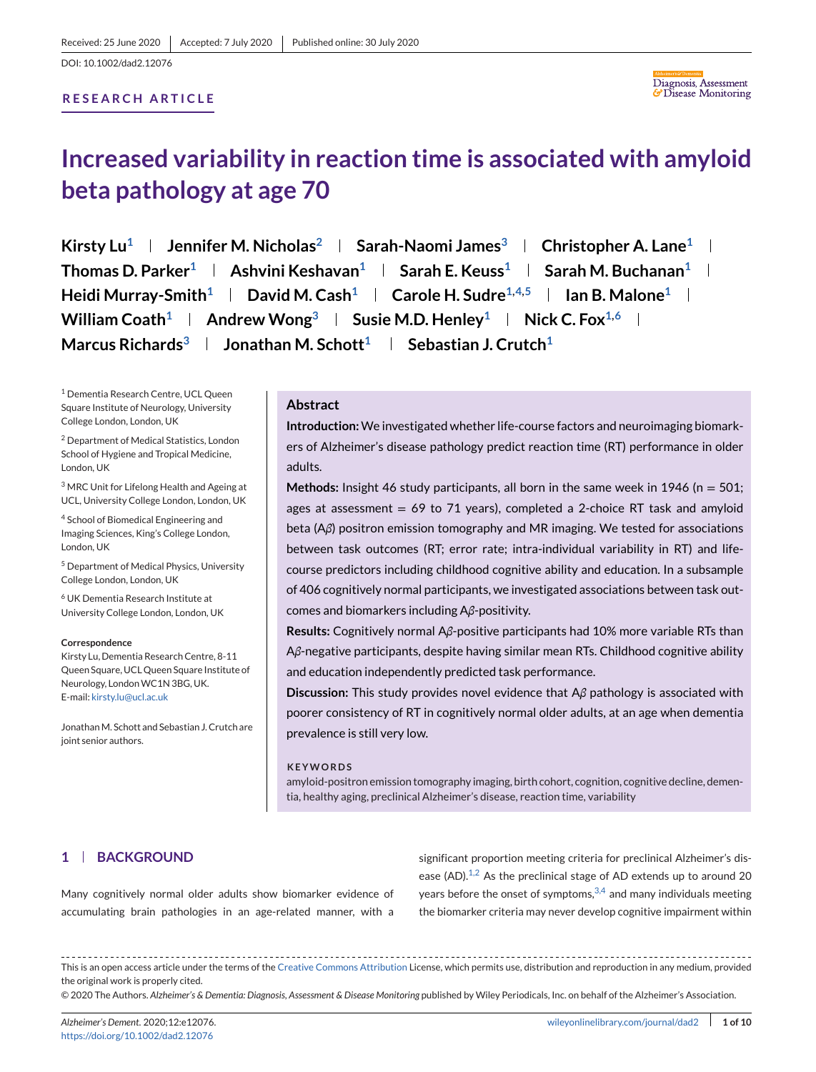Received: 25 June 2020 | Accepted: 7 July 2020 | Published online: 30 July 2020

DOI: 10.1002/dad2.12076

RESEARCH ARTICLE

# Increased variability in reaction time is associated with amyloid beta pathology at age 70

Kirsty Lu[1] | Jennifer M. Nicholas[2] | Sarah-Naomi James[3] | Christopher A. Lane[1] | Thomas D. Parker[1] | Ashvini Keshavan[1] | Sarah E. Keuss[1] | Sarah M. Buchanan[1] | Heidi Murray-Smith[1] | David M. Cash[1] | Carole H. Sudre[1,4,5] | Ian B. Malone[1] | William Coath[1] | Andrew Wong[3] | Susie M.D. Henley[1] | Nick C. Fox[1,6] | Marcus Richards[3] | Jonathan M. Schott[1] | Sebastian J. Crutch[1]

[1] Dementia Research Centre, UCL Queen Square Institute of Neurology, University College London, London, UK

[2] Department of Medical Statistics, London School of Hygiene and Tropical Medicine, London, UK

[3] MRC Unit for Lifelong Health and Ageing at UCL, University College London, London, UK

[4] School of Biomedical Engineering and Imaging Sciences, King's College London, London, UK

[5] Department of Medical Physics, University College London, London, UK

[6] UK Dementia Research Institute at University College London, London, UK

**Correspondence**

Kirsty Lu, Dementia Research Centre, 8-11 Queen Square, UCL Queen Square Institute of Neurology, London WC1N 3BG, UK.
E-mail: kirsty.lu@ucl.ac.uk

Jonathan M. Schott and Sebastian J. Crutch are joint senior authors.

## Abstract

**Introduction:** We investigated whether life-course factors and neuroimaging biomarkers of Alzheimer's disease pathology predict reaction time (RT) performance in older adults.

**Methods:** Insight 46 study participants, all born in the same week in 1946 (n = 501; ages at assessment = 69 to 71 years), completed a 2-choice RT task and amyloid beta (Aβ) positron emission tomography and MR imaging. We tested for associations between task outcomes (RT; error rate; intra-individual variability in RT) and life-course predictors including childhood cognitive ability and education. In a subsample of 406 cognitively normal participants, we investigated associations between task outcomes and biomarkers including Aβ-positivity.

**Results:** Cognitively normal Aβ-positive participants had 10% more variable RTs than Aβ-negative participants, despite having similar mean RTs. Childhood cognitive ability and education independently predicted task performance.

**Discussion:** This study provides novel evidence that Aβ pathology is associated with poorer consistency of RT in cognitively normal older adults, at an age when dementia prevalence is still very low.

**KEYWORDS**

amyloid-positron emission tomography imaging, birth cohort, cognition, cognitive decline, dementia, healthy aging, preclinical Alzheimer's disease, reaction time, variability

## 1 | BACKGROUND

Many cognitively normal older adults show biomarker evidence of accumulating brain pathologies in an age-related manner, with a significant proportion meeting criteria for preclinical Alzheimer's disease (AD).[1,2] As the preclinical stage of AD extends up to around 20 years before the onset of symptoms,[3,4] and many individuals meeting the biomarker criteria may never develop cognitive impairment within

This is an open access article under the terms of the Creative Commons Attribution License, which permits use, distribution and reproduction in any medium, provided the original work is properly cited.

© 2020 The Authors. *Alzheimer's & Dementia: Diagnosis, Assessment & Disease Monitoring* published by Wiley Periodicals, Inc. on behalf of the Alzheimer's Association.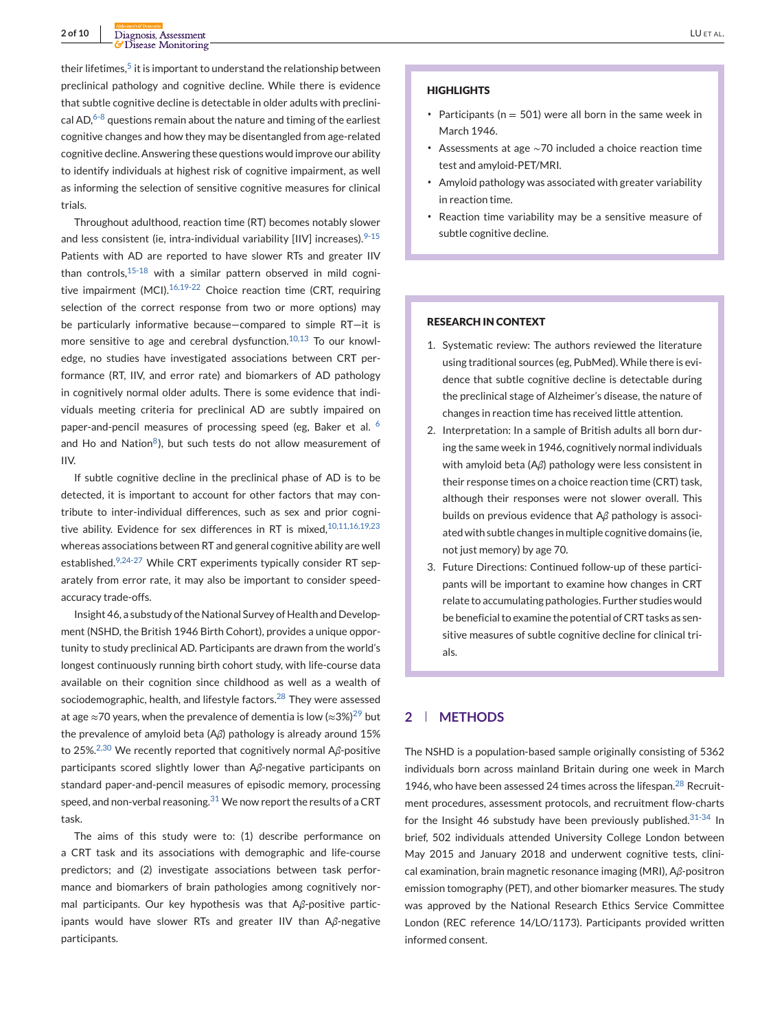their lifetimes,[5] it is important to understand the relationship between preclinical pathology and cognitive decline. While there is evidence that subtle cognitive decline is detectable in older adults with preclinical AD,[6-8] questions remain about the nature and timing of the earliest cognitive changes and how they may be disentangled from age-related cognitive decline. Answering these questions would improve our ability to identify individuals at highest risk of cognitive impairment, as well as informing the selection of sensitive cognitive measures for clinical trials.

Throughout adulthood, reaction time (RT) becomes notably slower and less consistent (ie, intra-individual variability [IIV] increases).[9-15] Patients with AD are reported to have slower RTs and greater IIV than controls,[15-18] with a similar pattern observed in mild cognitive impairment (MCI).[16,19-22] Choice reaction time (CRT, requiring selection of the correct response from two or more options) may be particularly informative because—compared to simple RT—it is more sensitive to age and cerebral dysfunction.[10,13] To our knowledge, no studies have investigated associations between CRT performance (RT, IIV, and error rate) and biomarkers of AD pathology in cognitively normal older adults. There is some evidence that individuals meeting criteria for preclinical AD are subtly impaired on paper-and-pencil measures of processing speed (eg, Baker et al. [6] and Ho and Nation[8]), but such tests do not allow measurement of IIV.

If subtle cognitive decline in the preclinical phase of AD is to be detected, it is important to account for other factors that may contribute to inter-individual differences, such as sex and prior cognitive ability. Evidence for sex differences in RT is mixed,[10,11,16,19,23] whereas associations between RT and general cognitive ability are well established.[9,24-27] While CRT experiments typically consider RT separately from error rate, it may also be important to consider speed-accuracy trade-offs.

Insight 46, a substudy of the National Survey of Health and Development (NSHD, the British 1946 Birth Cohort), provides a unique opportunity to study preclinical AD. Participants are drawn from the world's longest continuously running birth cohort study, with life-course data available on their cognition since childhood as well as a wealth of sociodemographic, health, and lifestyle factors.[28] They were assessed at age ≈70 years, when the prevalence of dementia is low (≈3%)[29] but the prevalence of amyloid beta (Aβ) pathology is already around 15% to 25%.[2,30] We recently reported that cognitively normal Aβ-positive participants scored slightly lower than Aβ-negative participants on standard paper-and-pencil measures of episodic memory, processing speed, and non-verbal reasoning.[31] We now report the results of a CRT task.

The aims of this study were to: (1) describe performance on a CRT task and its associations with demographic and life-course predictors; and (2) investigate associations between task performance and biomarkers of brain pathologies among cognitively normal participants. Our key hypothesis was that Aβ-positive participants would have slower RTs and greater IIV than Aβ-negative participants.

**HIGHLIGHTS**

- Participants (n = 501) were all born in the same week in March 1946.
- Assessments at age ∼70 included a choice reaction time test and amyloid-PET/MRI.
- Amyloid pathology was associated with greater variability in reaction time.
- Reaction time variability may be a sensitive measure of subtle cognitive decline.

**RESEARCH IN CONTEXT**

1. Systematic review: The authors reviewed the literature using traditional sources (eg, PubMed). While there is evidence that subtle cognitive decline is detectable during the preclinical stage of Alzheimer's disease, the nature of changes in reaction time has received little attention.
2. Interpretation: In a sample of British adults all born during the same week in 1946, cognitively normal individuals with amyloid beta (Aβ) pathology were less consistent in their response times on a choice reaction time (CRT) task, although their responses were not slower overall. This builds on previous evidence that Aβ pathology is associated with subtle changes in multiple cognitive domains (ie, not just memory) by age 70.
3. Future Directions: Continued follow-up of these participants will be important to examine how changes in CRT relate to accumulating pathologies. Further studies would be beneficial to examine the potential of CRT tasks as sensitive measures of subtle cognitive decline for clinical trials.

## 2 | METHODS

The NSHD is a population-based sample originally consisting of 5362 individuals born across mainland Britain during one week in March 1946, who have been assessed 24 times across the lifespan.[28] Recruitment procedures, assessment protocols, and recruitment flow-charts for the Insight 46 substudy have been previously published.[31-34] In brief, 502 individuals attended University College London between May 2015 and January 2018 and underwent cognitive tests, clinical examination, brain magnetic resonance imaging (MRI), Aβ-positron emission tomography (PET), and other biomarker measures. The study was approved by the National Research Ethics Service Committee London (REC reference 14/LO/1173). Participants provided written informed consent.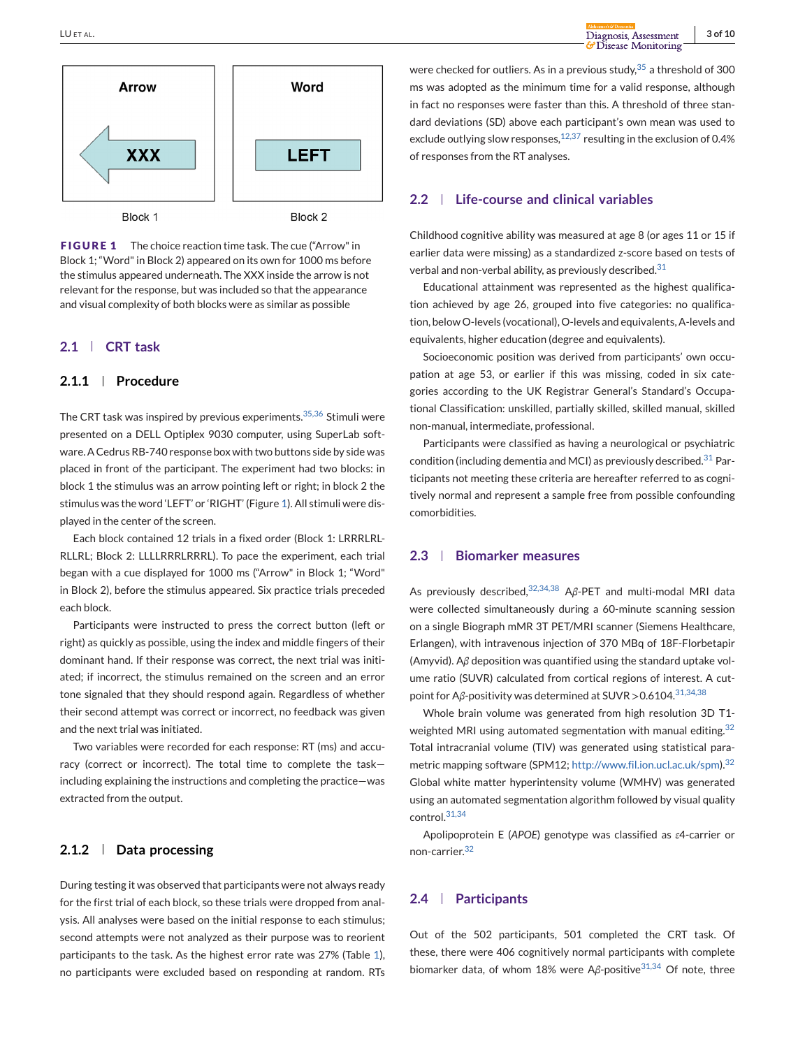Arrow

XXX

Word

LEFT

Block 1

Block 2

**FIGURE 1** The choice reaction time task. The cue ("Arrow" in Block 1; "Word" in Block 2) appeared on its own for 1000 ms before the stimulus appeared underneath. The XXX inside the arrow is not relevant for the response, but was included so that the appearance and visual complexity of both blocks were as similar as possible

## 2.1 | CRT task

### 2.1.1 | Procedure

The CRT task was inspired by previous experiments.[35,36] Stimuli were presented on a DELL Optiplex 9030 computer, using SuperLab software. A Cedrus RB-740 response box with two buttons side by side was placed in front of the participant. The experiment had two blocks: in block 1 the stimulus was an arrow pointing left or right; in block 2 the stimulus was the word 'LEFT' or 'RIGHT' (Figure 1). All stimuli were displayed in the center of the screen.

Each block contained 12 trials in a fixed order (Block 1: LRRRLRLRLLRL; Block 2: LLLLRRRLRRRL). To pace the experiment, each trial began with a cue displayed for 1000 ms ("Arrow" in Block 1; "Word" in Block 2), before the stimulus appeared. Six practice trials preceded each block.

Participants were instructed to press the correct button (left or right) as quickly as possible, using the index and middle fingers of their dominant hand. If their response was correct, the next trial was initiated; if incorrect, the stimulus remained on the screen and an error tone signaled that they should respond again. Regardless of whether their second attempt was correct or incorrect, no feedback was given and the next trial was initiated.

Two variables were recorded for each response: RT (ms) and accuracy (correct or incorrect). The total time to complete the task—including explaining the instructions and completing the practice—was extracted from the output.

### 2.1.2 | Data processing

During testing it was observed that participants were not always ready for the first trial of each block, so these trials were dropped from analysis. All analyses were based on the initial response to each stimulus; second attempts were not analyzed as their purpose was to reorient participants to the task. As the highest error rate was 27% (Table 1), no participants were excluded based on responding at random. RTs were checked for outliers. As in a previous study,[35] a threshold of 300 ms was adopted as the minimum time for a valid response, although in fact no responses were faster than this. A threshold of three standard deviations (SD) above each participant's own mean was used to exclude outlying slow responses,[12,37] resulting in the exclusion of 0.4% of responses from the RT analyses.

## 2.2 | Life-course and clinical variables

Childhood cognitive ability was measured at age 8 (or ages 11 or 15 if earlier data were missing) as a standardized z-score based on tests of verbal and non-verbal ability, as previously described.[31]

Educational attainment was represented as the highest qualification achieved by age 26, grouped into five categories: no qualification, below O-levels (vocational), O-levels and equivalents, A-levels and equivalents, higher education (degree and equivalents).

Socioeconomic position was derived from participants' own occupation at age 53, or earlier if this was missing, coded in six categories according to the UK Registrar General's Standard's Occupational Classification: unskilled, partially skilled, skilled manual, skilled non-manual, intermediate, professional.

Participants were classified as having a neurological or psychiatric condition (including dementia and MCI) as previously described.[31] Participants not meeting these criteria are hereafter referred to as cognitively normal and represent a sample free from possible confounding comorbidities.

## 2.3 | Biomarker measures

As previously described,[32,34,38] A$\beta$-PET and multi-modal MRI data were collected simultaneously during a 60-minute scanning session on a single Biograph mMR 3T PET/MRI scanner (Siemens Healthcare, Erlangen), with intravenous injection of 370 MBq of 18F-Florbetapir (Amyvid). A$\beta$ deposition was quantified using the standard uptake volume ratio (SUVR) calculated from cortical regions of interest. A cut-point for A$\beta$-positivity was determined at SUVR >0.6104.[31,34,38]

Whole brain volume was generated from high resolution 3D T1-weighted MRI using automated segmentation with manual editing.[32] Total intracranial volume (TIV) was generated using statistical parametric mapping software (SPM12; http://www.fil.ion.ucl.ac.uk/spm).[32] Global white matter hyperintensity volume (WMHV) was generated using an automated segmentation algorithm followed by visual quality control.[31,34]

Apolipoprotein E (*APOE*) genotype was classified as $\varepsilon$4-carrier or non-carrier.[32]

## 2.4 | Participants

Out of the 502 participants, 501 completed the CRT task. Of these, there were 406 cognitively normal participants with complete biomarker data, of whom 18% were A$\beta$-positive[31,34] Of note, three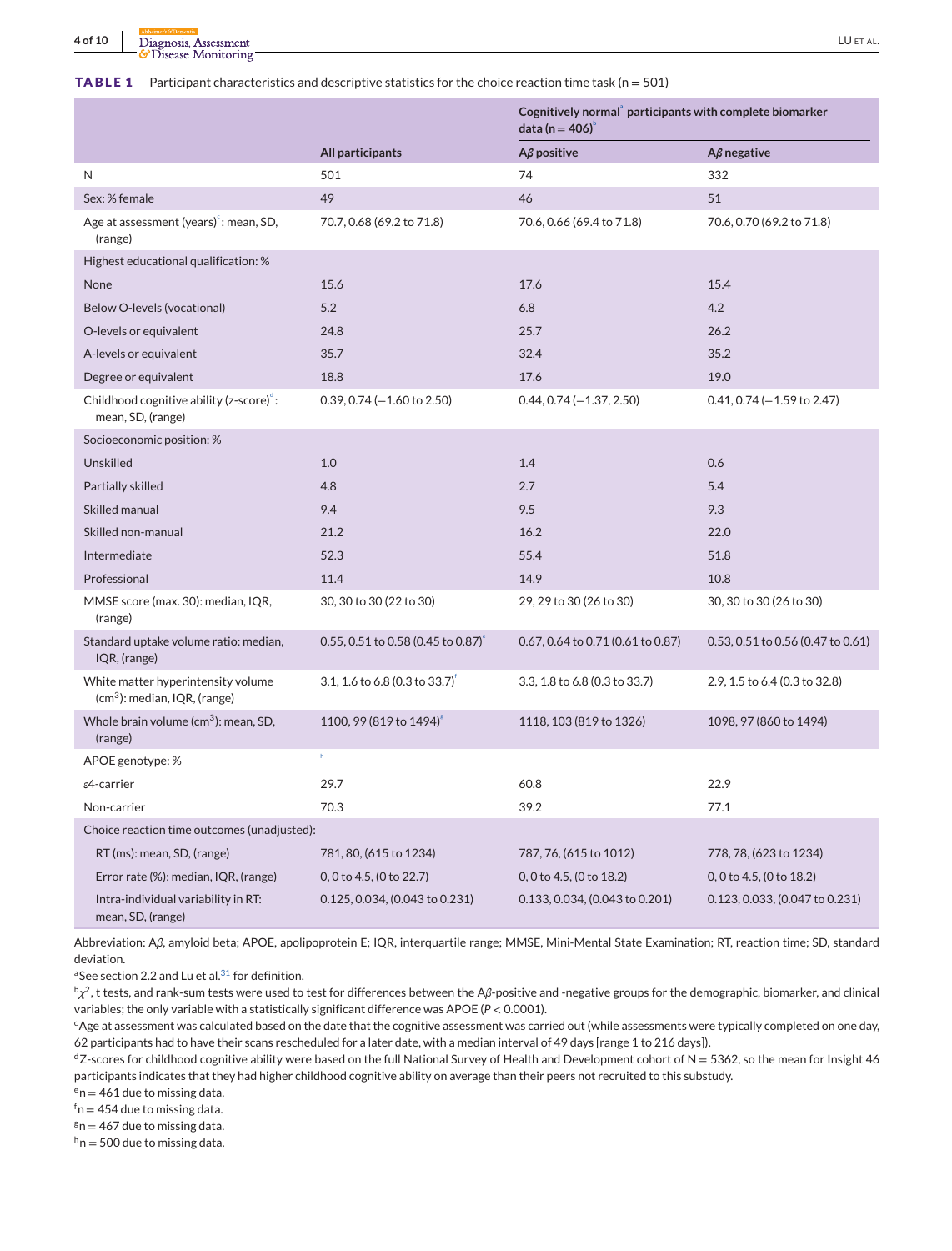**TABLE 1** Participant characteristics and descriptive statistics for the choice reaction time task (n = 501)

| | All participants | Cognitively normal[a] participants with complete biomarker data (n = 406)[b] | |
|---|---|---|---|
| | | Aβ positive | Aβ negative |
| N | 501 | 74 | 332 |
| Sex: % female | 49 | 46 | 51 |
| Age at assessment (years)[c]: mean, SD, (range) | 70.7, 0.68 (69.2 to 71.8) | 70.6, 0.66 (69.4 to 71.8) | 70.6, 0.70 (69.2 to 71.8) |
| Highest educational qualification: % | | | |
| None | 15.6 | 17.6 | 15.4 |
| Below O-levels (vocational) | 5.2 | 6.8 | 4.2 |
| O-levels or equivalent | 24.8 | 25.7 | 26.2 |
| A-levels or equivalent | 35.7 | 32.4 | 35.2 |
| Degree or equivalent | 18.8 | 17.6 | 19.0 |
| Childhood cognitive ability (z-score)[d]: mean, SD, (range) | 0.39, 0.74 (−1.60 to 2.50) | 0.44, 0.74 (−1.37, 2.50) | 0.41, 0.74 (−1.59 to 2.47) |
| Socioeconomic position: % | | | |
| Unskilled | 1.0 | 1.4 | 0.6 |
| Partially skilled | 4.8 | 2.7 | 5.4 |
| Skilled manual | 9.4 | 9.5 | 9.3 |
| Skilled non-manual | 21.2 | 16.2 | 22.0 |
| Intermediate | 52.3 | 55.4 | 51.8 |
| Professional | 11.4 | 14.9 | 10.8 |
| MMSE score (max. 30): median, IQR, (range) | 30, 30 to 30 (22 to 30) | 29, 29 to 30 (26 to 30) | 30, 30 to 30 (26 to 30) |
| Standard uptake volume ratio: median, IQR, (range) | 0.55, 0.51 to 0.58 (0.45 to 0.87)[e] | 0.67, 0.64 to 0.71 (0.61 to 0.87) | 0.53, 0.51 to 0.56 (0.47 to 0.61) |
| White matter hyperintensity volume (cm$^3$): median, IQR, (range) | 3.1, 1.6 to 6.8 (0.3 to 33.7)[f] | 3.3, 1.8 to 6.8 (0.3 to 33.7) | 2.9, 1.5 to 6.4 (0.3 to 32.8) |
| Whole brain volume (cm$^3$): mean, SD, (range) | 1100, 99 (819 to 1494)[g] | 1118, 103 (819 to 1326) | 1098, 97 (860 to 1494) |
| APOE genotype: % | [h] | | |
| ε4-carrier | 29.7 | 60.8 | 22.9 |
| Non-carrier | 70.3 | 39.2 | 77.1 |
| Choice reaction time outcomes (unadjusted): | | | |
| RT (ms): mean, SD, (range) | 781, 80, (615 to 1234) | 787, 76, (615 to 1012) | 778, 78, (623 to 1234) |
| Error rate (%): median, IQR, (range) | 0, 0 to 4.5, (0 to 22.7) | 0, 0 to 4.5, (0 to 18.2) | 0, 0 to 4.5, (0 to 18.2) |
| Intra-individual variability in RT: mean, SD, (range) | 0.125, 0.034, (0.043 to 0.231) | 0.133, 0.034, (0.043 to 0.201) | 0.123, 0.033, (0.047 to 0.231) |

Abbreviation: Aβ, amyloid beta; APOE, apolipoprotein E; IQR, interquartile range; MMSE, Mini-Mental State Examination; RT, reaction time; SD, standard deviation.

[a]See section 2.2 and Lu et al.[31] for definition.

[b]$\chi^2$, t tests, and rank-sum tests were used to test for differences between the Aβ-positive and -negative groups for the demographic, biomarker, and clinical variables; the only variable with a statistically significant difference was APOE ($P < 0.0001$).

[c]Age at assessment was calculated based on the date that the cognitive assessment was carried out (while assessments were typically completed on one day, 62 participants had to have their scans rescheduled for a later date, with a median interval of 49 days [range 1 to 216 days]).

[d]Z-scores for childhood cognitive ability were based on the full National Survey of Health and Development cohort of N = 5362, so the mean for Insight 46 participants indicates that they had higher childhood cognitive ability on average than their peers not recruited to this substudy.

[e]n = 461 due to missing data.

[f]n = 454 due to missing data.

[g]n = 467 due to missing data.

[h]n = 500 due to missing data.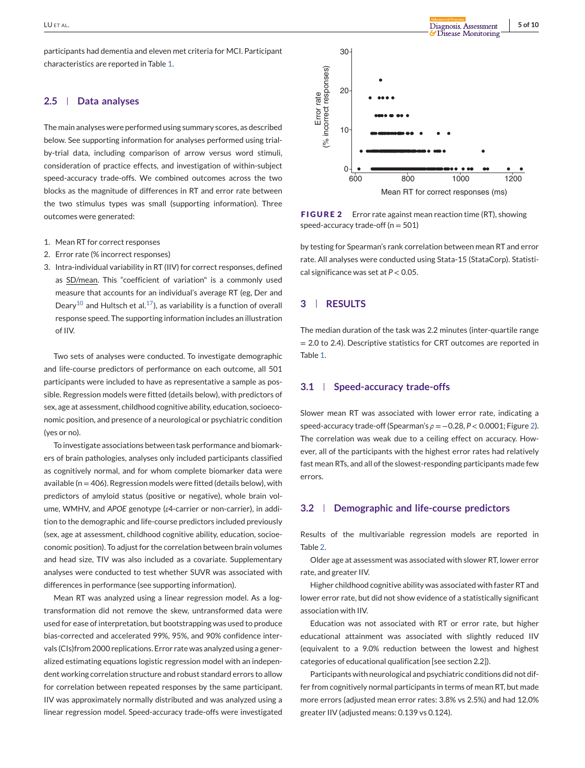participants had dementia and eleven met criteria for MCI. Participant characteristics are reported in Table 1.

## 2.5 | Data analyses

The main analyses were performed using summary scores, as described below. See supporting information for analyses performed using trial-by-trial data, including comparison of arrow versus word stimuli, consideration of practice effects, and investigation of within-subject speed-accuracy trade-offs. We combined outcomes across the two blocks as the magnitude of differences in RT and error rate between the two stimulus types was small (supporting information). Three outcomes were generated:

1. Mean RT for correct responses
2. Error rate (% incorrect responses)
3. Intra-individual variability in RT (IIV) for correct responses, defined as SD/mean. This "coefficient of variation" is a commonly used measure that accounts for an individual's average RT (eg, Der and Deary[10] and Hultsch et al.[17]), as variability is a function of overall response speed. The supporting information includes an illustration of IIV.

Two sets of analyses were conducted. To investigate demographic and life-course predictors of performance on each outcome, all 501 participants were included to have as representative a sample as possible. Regression models were fitted (details below), with predictors of sex, age at assessment, childhood cognitive ability, education, socioeconomic position, and presence of a neurological or psychiatric condition (yes or no).

To investigate associations between task performance and biomarkers of brain pathologies, analyses only included participants classified as cognitively normal, and for whom complete biomarker data were available (n = 406). Regression models were fitted (details below), with predictors of amyloid status (positive or negative), whole brain volume, WMHV, and *APOE* genotype ($\varepsilon$4-carrier or non-carrier), in addition to the demographic and life-course predictors included previously (sex, age at assessment, childhood cognitive ability, education, socioeconomic position). To adjust for the correlation between brain volumes and head size, TIV was also included as a covariate. Supplementary analyses were conducted to test whether SUVR was associated with differences in performance (see supporting information).

Mean RT was analyzed using a linear regression model. As a log-transformation did not remove the skew, untransformed data were used for ease of interpretation, but bootstrapping was used to produce bias-corrected and accelerated 99%, 95%, and 90% confidence intervals (CIs)from 2000 replications. Error rate was analyzed using a generalized estimating equations logistic regression model with an independent working correlation structure and robust standard errors to allow for correlation between repeated responses by the same participant. IIV was approximately normally distributed and was analyzed using a linear regression model. Speed-accuracy trade-offs were investigated by testing for Spearman's rank correlation between mean RT and error rate. All analyses were conducted using Stata-15 (StataCorp). Statistical significance was set at $P < 0.05$.

**FIGURE 2** Error rate against mean reaction time (RT), showing speed-accuracy trade-off (n = 501)

# 3 | RESULTS

The median duration of the task was 2.2 minutes (inter-quartile range = 2.0 to 2.4). Descriptive statistics for CRT outcomes are reported in Table 1.

## 3.1 | Speed-accuracy trade-offs

Slower mean RT was associated with lower error rate, indicating a speed-accuracy trade-off (Spearman's $\rho = -0.28$, $P < 0.0001$; Figure 2). The correlation was weak due to a ceiling effect on accuracy. However, all of the participants with the highest error rates had relatively fast mean RTs, and all of the slowest-responding participants made few errors.

## 3.2 | Demographic and life-course predictors

Results of the multivariable regression models are reported in Table 2.

Older age at assessment was associated with slower RT, lower error rate, and greater IIV.

Higher childhood cognitive ability was associated with faster RT and lower error rate, but did not show evidence of a statistically significant association with IIV.

Education was not associated with RT or error rate, but higher educational attainment was associated with slightly reduced IIV (equivalent to a 9.0% reduction between the lowest and highest categories of educational qualification [see section 2.2]).

Participants with neurological and psychiatric conditions did not differ from cognitively normal participants in terms of mean RT, but made more errors (adjusted mean error rates: 3.8% vs 2.5%) and had 12.0% greater IIV (adjusted means: 0.139 vs 0.124).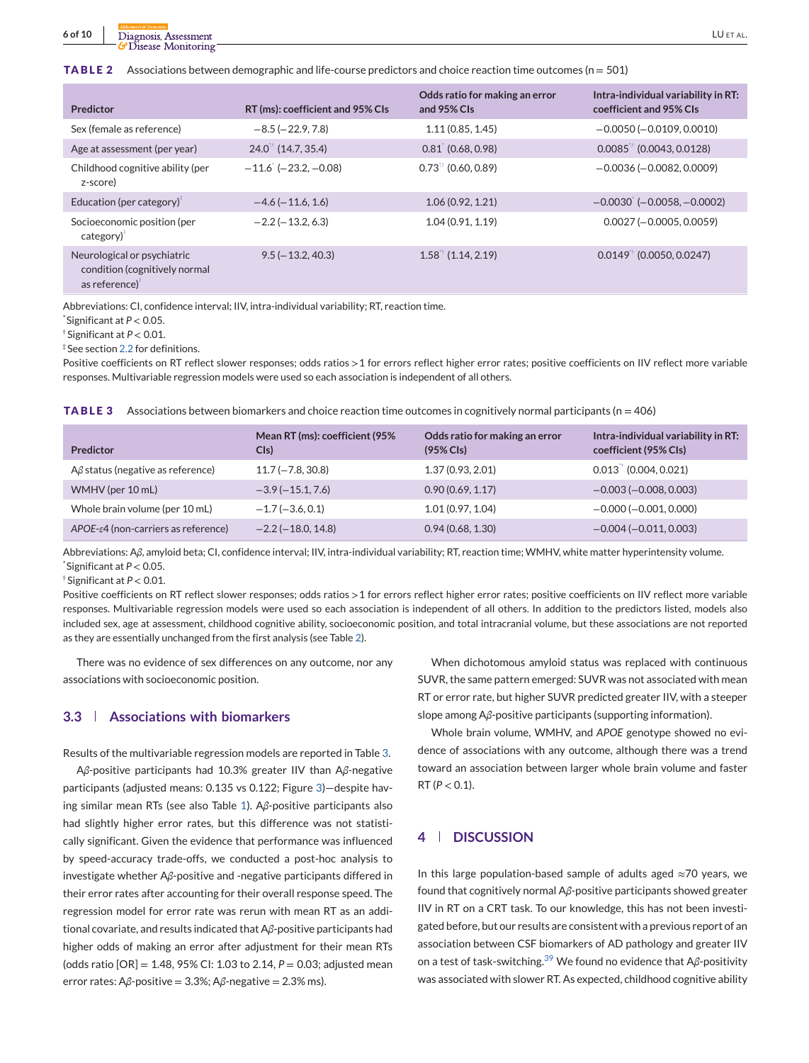**TABLE 2** Associations between demographic and life-course predictors and choice reaction time outcomes (n = 501)

| Predictor | RT (ms): coefficient and 95% CIs | Odds ratio for making an error and 95% CIs | Intra-individual variability in RT: coefficient and 95% CIs |
|---|---|---|---|
| Sex (female as reference) | −8.5 (−22.9, 7.8) | 1.11 (0.85, 1.45) | −0.0050 (−0.0109, 0.0010) |
| Age at assessment (per year) | 24.0*† (14.7, 35.4) | 0.81* (0.68, 0.98) | 0.0085*† (0.0043, 0.0128) |
| Childhood cognitive ability (per z-score) | −11.6* (−23.2, −0.08) | 0.73*† (0.60, 0.89) | −0.0036 (−0.0082, 0.0009) |
| Education (per category)‡ | −4.6 (−11.6, 1.6) | 1.06 (0.92, 1.21) | −0.0030* (−0.0058, −0.0002) |
| Socioeconomic position (per category)‡ | −2.2 (−13.2, 6.3) | 1.04 (0.91, 1.19) | 0.0027 (−0.0005, 0.0059) |
| Neurological or psychiatric condition (cognitively normal as reference)‡ | 9.5 (−13.2, 40.3) | 1.58*† (1.14, 2.19) | 0.0149*† (0.0050, 0.0247) |

Abbreviations: CI, confidence interval; IIV, intra-individual variability; RT, reaction time.
*Significant at $P < 0.05$.
†Significant at $P < 0.01$.
‡See section 2.2 for definitions.
Positive coefficients on RT reflect slower responses; odds ratios >1 for errors reflect higher error rates; positive coefficients on IIV reflect more variable responses. Multivariable regression models were used so each association is independent of all others.

**TABLE 3** Associations between biomarkers and choice reaction time outcomes in cognitively normal participants (n = 406)

| Predictor | Mean RT (ms): coefficient (95% CIs) | Odds ratio for making an error (95% CIs) | Intra-individual variability in RT: coefficient (95% CIs) |
|---|---|---|---|
| Aβ status (negative as reference) | 11.7 (−7.8, 30.8) | 1.37 (0.93, 2.01) | 0.013*† (0.004, 0.021) |
| WMHV (per 10 mL) | −3.9 (−15.1, 7.6) | 0.90 (0.69, 1.17) | −0.003 (−0.008, 0.003) |
| Whole brain volume (per 10 mL) | −1.7 (−3.6, 0.1) | 1.01 (0.97, 1.04) | −0.000 (−0.001, 0.000) |
| *APOE-ε4* (non-carriers as reference) | −2.2 (−18.0, 14.8) | 0.94 (0.68, 1.30) | −0.004 (−0.011, 0.003) |

Abbreviations: Aβ, amyloid beta; CI, confidence interval; IIV, intra-individual variability; RT, reaction time; WMHV, white matter hyperintensity volume.
*Significant at $P < 0.05$.
†Significant at $P < 0.01$.
Positive coefficients on RT reflect slower responses; odds ratios >1 for errors reflect higher error rates; positive coefficients on IIV reflect more variable responses. Multivariable regression models were used so each association is independent of all others. In addition to the predictors listed, models also included sex, age at assessment, childhood cognitive ability, socioeconomic position, and total intracranial volume, but these associations are not reported as they are essentially unchanged from the first analysis (see Table 2).

There was no evidence of sex differences on any outcome, nor any associations with socioeconomic position.

### 3.3 | Associations with biomarkers

Results of the multivariable regression models are reported in Table 3.

Aβ-positive participants had 10.3% greater IIV than Aβ-negative participants (adjusted means: 0.135 vs 0.122; Figure 3)—despite having similar mean RTs (see also Table 1). Aβ-positive participants also had slightly higher error rates, but this difference was not statistically significant. Given the evidence that performance was influenced by speed-accuracy trade-offs, we conducted a post-hoc analysis to investigate whether Aβ-positive and -negative participants differed in their error rates after accounting for their overall response speed. The regression model for error rate was rerun with mean RT as an additional covariate, and results indicated that Aβ-positive participants had higher odds of making an error after adjustment for their mean RTs (odds ratio [OR] = 1.48, 95% CI: 1.03 to 2.14, $P = 0.03$; adjusted mean error rates: Aβ-positive = 3.3%; Aβ-negative = 2.3% ms).

When dichotomous amyloid status was replaced with continuous SUVR, the same pattern emerged: SUVR was not associated with mean RT or error rate, but higher SUVR predicted greater IIV, with a steeper slope among Aβ-positive participants (supporting information).

Whole brain volume, WMHV, and *APOE* genotype showed no evidence of associations with any outcome, although there was a trend toward an association between larger whole brain volume and faster RT ($P < 0.1$).

## 4 | DISCUSSION

In this large population-based sample of adults aged ≈70 years, we found that cognitively normal Aβ-positive participants showed greater IIV in RT on a CRT task. To our knowledge, this has not been investigated before, but our results are consistent with a previous report of an association between CSF biomarkers of AD pathology and greater IIV on a test of task-switching.[39] We found no evidence that Aβ-positivity was associated with slower RT. As expected, childhood cognitive ability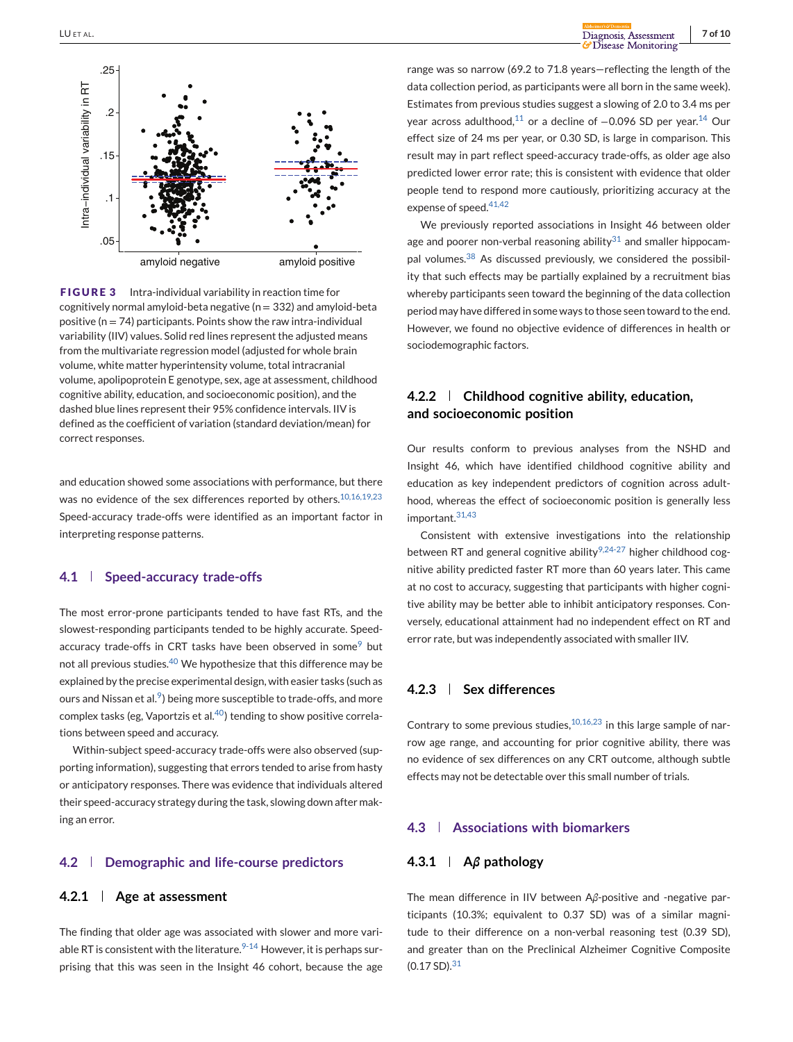FIGURE 3 Intra-individual variability in reaction time for cognitively normal amyloid-beta negative (n = 332) and amyloid-beta positive (n = 74) participants. Points show the raw intra-individual variability (IIV) values. Solid red lines represent the adjusted means from the multivariate regression model (adjusted for whole brain volume, white matter hyperintensity volume, total intracranial volume, apolipoprotein E genotype, sex, age at assessment, childhood cognitive ability, education, and socioeconomic position), and the dashed blue lines represent their 95% confidence intervals. IIV is defined as the coefficient of variation (standard deviation/mean) for correct responses.

and education showed some associations with performance, but there was no evidence of the sex differences reported by others.[10,16,19,23] Speed-accuracy trade-offs were identified as an important factor in interpreting response patterns.

## 4.1 | Speed-accuracy trade-offs

The most error-prone participants tended to have fast RTs, and the slowest-responding participants tended to be highly accurate. Speed-accuracy trade-offs in CRT tasks have been observed in some[9] but not all previous studies.[40] We hypothesize that this difference may be explained by the precise experimental design, with easier tasks (such as ours and Nissan et al.[9]) being more susceptible to trade-offs, and more complex tasks (eg, Vaportzis et al.[40]) tending to show positive correlations between speed and accuracy.

Within-subject speed-accuracy trade-offs were also observed (supporting information), suggesting that errors tended to arise from hasty or anticipatory responses. There was evidence that individuals altered their speed-accuracy strategy during the task, slowing down after making an error.

## 4.2 | Demographic and life-course predictors

### 4.2.1 | Age at assessment

The finding that older age was associated with slower and more variable RT is consistent with the literature.[9-14] However, it is perhaps surprising that this was seen in the Insight 46 cohort, because the age range was so narrow (69.2 to 71.8 years—reflecting the length of the data collection period, as participants were all born in the same week). Estimates from previous studies suggest a slowing of 2.0 to 3.4 ms per year across adulthood,[11] or a decline of −0.096 SD per year.[14] Our effect size of 24 ms per year, or 0.30 SD, is large in comparison. This result may in part reflect speed-accuracy trade-offs, as older age also predicted lower error rate; this is consistent with evidence that older people tend to respond more cautiously, prioritizing accuracy at the expense of speed.[41,42]

We previously reported associations in Insight 46 between older age and poorer non-verbal reasoning ability[31] and smaller hippocampal volumes.[38] As discussed previously, we considered the possibility that such effects may be partially explained by a recruitment bias whereby participants seen toward the beginning of the data collection period may have differed in some ways to those seen toward to the end. However, we found no objective evidence of differences in health or sociodemographic factors.

### 4.2.2 | Childhood cognitive ability, education, and socioeconomic position

Our results conform to previous analyses from the NSHD and Insight 46, which have identified childhood cognitive ability and education as key independent predictors of cognition across adulthood, whereas the effect of socioeconomic position is generally less important.[31,43]

Consistent with extensive investigations into the relationship between RT and general cognitive ability[9,24-27] higher childhood cognitive ability predicted faster RT more than 60 years later. This came at no cost to accuracy, suggesting that participants with higher cognitive ability may be better able to inhibit anticipatory responses. Conversely, educational attainment had no independent effect on RT and error rate, but was independently associated with smaller IIV.

### 4.2.3 | Sex differences

Contrary to some previous studies,[10,16,23] in this large sample of narrow age range, and accounting for prior cognitive ability, there was no evidence of sex differences on any CRT outcome, although subtle effects may not be detectable over this small number of trials.

## 4.3 | Associations with biomarkers

### 4.3.1 | Aβ pathology

The mean difference in IIV between Aβ-positive and -negative participants (10.3%; equivalent to 0.37 SD) was of a similar magnitude to their difference on a non-verbal reasoning test (0.39 SD), and greater than on the Preclinical Alzheimer Cognitive Composite (0.17 SD).[31]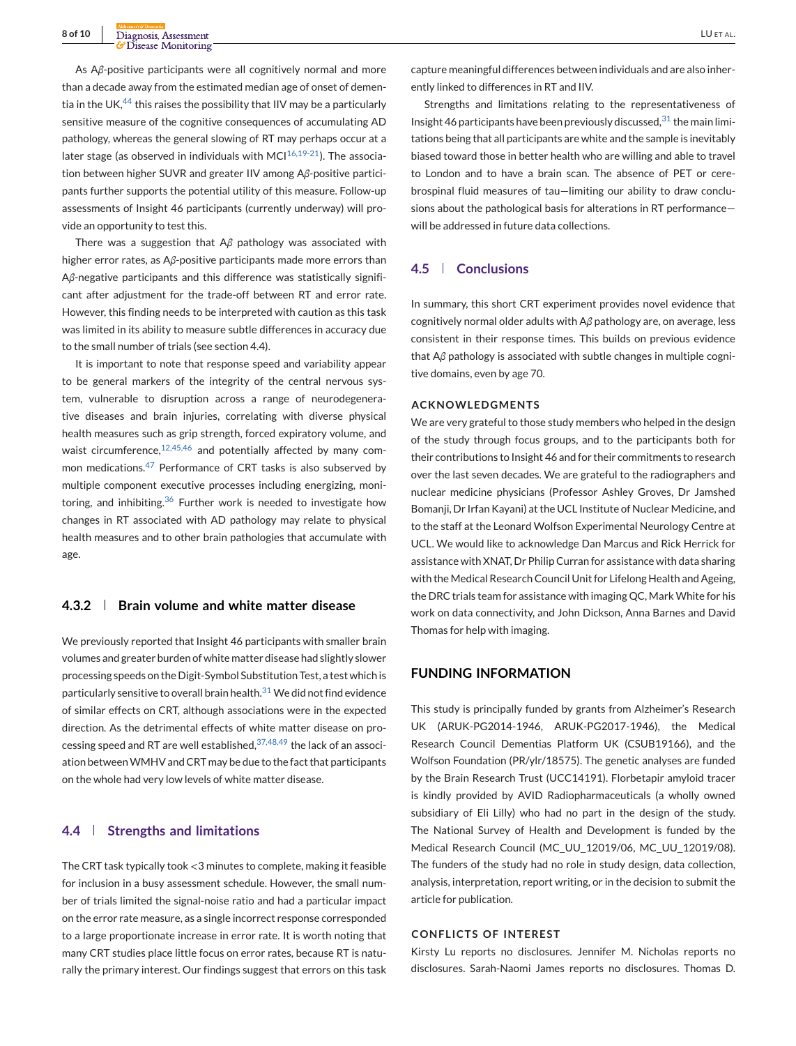As Aβ-positive participants were all cognitively normal and more than a decade away from the estimated median age of onset of dementia in the UK,[44] this raises the possibility that IIV may be a particularly sensitive measure of the cognitive consequences of accumulating AD pathology, whereas the general slowing of RT may perhaps occur at a later stage (as observed in individuals with MCI[16,19-21]). The association between higher SUVR and greater IIV among Aβ-positive participants further supports the potential utility of this measure. Follow-up assessments of Insight 46 participants (currently underway) will provide an opportunity to test this.

There was a suggestion that Aβ pathology was associated with higher error rates, as Aβ-positive participants made more errors than Aβ-negative participants and this difference was statistically significant after adjustment for the trade-off between RT and error rate. However, this finding needs to be interpreted with caution as this task was limited in its ability to measure subtle differences in accuracy due to the small number of trials (see section 4.4).

It is important to note that response speed and variability appear to be general markers of the integrity of the central nervous system, vulnerable to disruption across a range of neurodegenerative diseases and brain injuries, correlating with diverse physical health measures such as grip strength, forced expiratory volume, and waist circumference,[12,45,46] and potentially affected by many common medications.[47] Performance of CRT tasks is also subserved by multiple component executive processes including energizing, monitoring, and inhibiting.[36] Further work is needed to investigate how changes in RT associated with AD pathology may relate to physical health measures and to other brain pathologies that accumulate with age.

#### 4.3.2 | Brain volume and white matter disease

We previously reported that Insight 46 participants with smaller brain volumes and greater burden of white matter disease had slightly slower processing speeds on the Digit-Symbol Substitution Test, a test which is particularly sensitive to overall brain health.[31] We did not find evidence of similar effects on CRT, although associations were in the expected direction. As the detrimental effects of white matter disease on processing speed and RT are well established,[37,48,49] the lack of an association between WMHV and CRT may be due to the fact that participants on the whole had very low levels of white matter disease.

### 4.4 | Strengths and limitations

The CRT task typically took <3 minutes to complete, making it feasible for inclusion in a busy assessment schedule. However, the small number of trials limited the signal-noise ratio and had a particular impact on the error rate measure, as a single incorrect response corresponded to a large proportionate increase in error rate. It is worth noting that many CRT studies place little focus on error rates, because RT is naturally the primary interest. Our findings suggest that errors on this task capture meaningful differences between individuals and are also inherently linked to differences in RT and IIV.

Strengths and limitations relating to the representativeness of Insight 46 participants have been previously discussed,[31] the main limitations being that all participants are white and the sample is inevitably biased toward those in better health who are willing and able to travel to London and to have a brain scan. The absence of PET or cerebrospinal fluid measures of tau—limiting our ability to draw conclusions about the pathological basis for alterations in RT performance—will be addressed in future data collections.

### 4.5 | Conclusions

In summary, this short CRT experiment provides novel evidence that cognitively normal older adults with Aβ pathology are, on average, less consistent in their response times. This builds on previous evidence that Aβ pathology is associated with subtle changes in multiple cognitive domains, even by age 70.

#### ACKNOWLEDGMENTS

We are very grateful to those study members who helped in the design of the study through focus groups, and to the participants both for their contributions to Insight 46 and for their commitments to research over the last seven decades. We are grateful to the radiographers and nuclear medicine physicians (Professor Ashley Groves, Dr Jamshed Bomanji, Dr Irfan Kayani) at the UCL Institute of Nuclear Medicine, and to the staff at the Leonard Wolfson Experimental Neurology Centre at UCL. We would like to acknowledge Dan Marcus and Rick Herrick for assistance with XNAT, Dr Philip Curran for assistance with data sharing with the Medical Research Council Unit for Lifelong Health and Ageing, the DRC trials team for assistance with imaging QC, Mark White for his work on data connectivity, and John Dickson, Anna Barnes and David Thomas for help with imaging.

## FUNDING INFORMATION

This study is principally funded by grants from Alzheimer's Research UK (ARUK-PG2014-1946, ARUK-PG2017-1946), the Medical Research Council Dementias Platform UK (CSUB19166), and the Wolfson Foundation (PR/ylr/18575). The genetic analyses are funded by the Brain Research Trust (UCC14191). Florbetapir amyloid tracer is kindly provided by AVID Radiopharmaceuticals (a wholly owned subsidiary of Eli Lilly) who had no part in the design of the study. The National Survey of Health and Development is funded by the Medical Research Council (MC_UU_12019/06, MC_UU_12019/08). The funders of the study had no role in study design, data collection, analysis, interpretation, report writing, or in the decision to submit the article for publication.

#### CONFLICTS OF INTEREST

Kirsty Lu reports no disclosures. Jennifer M. Nicholas reports no disclosures. Sarah-Naomi James reports no disclosures. Thomas D.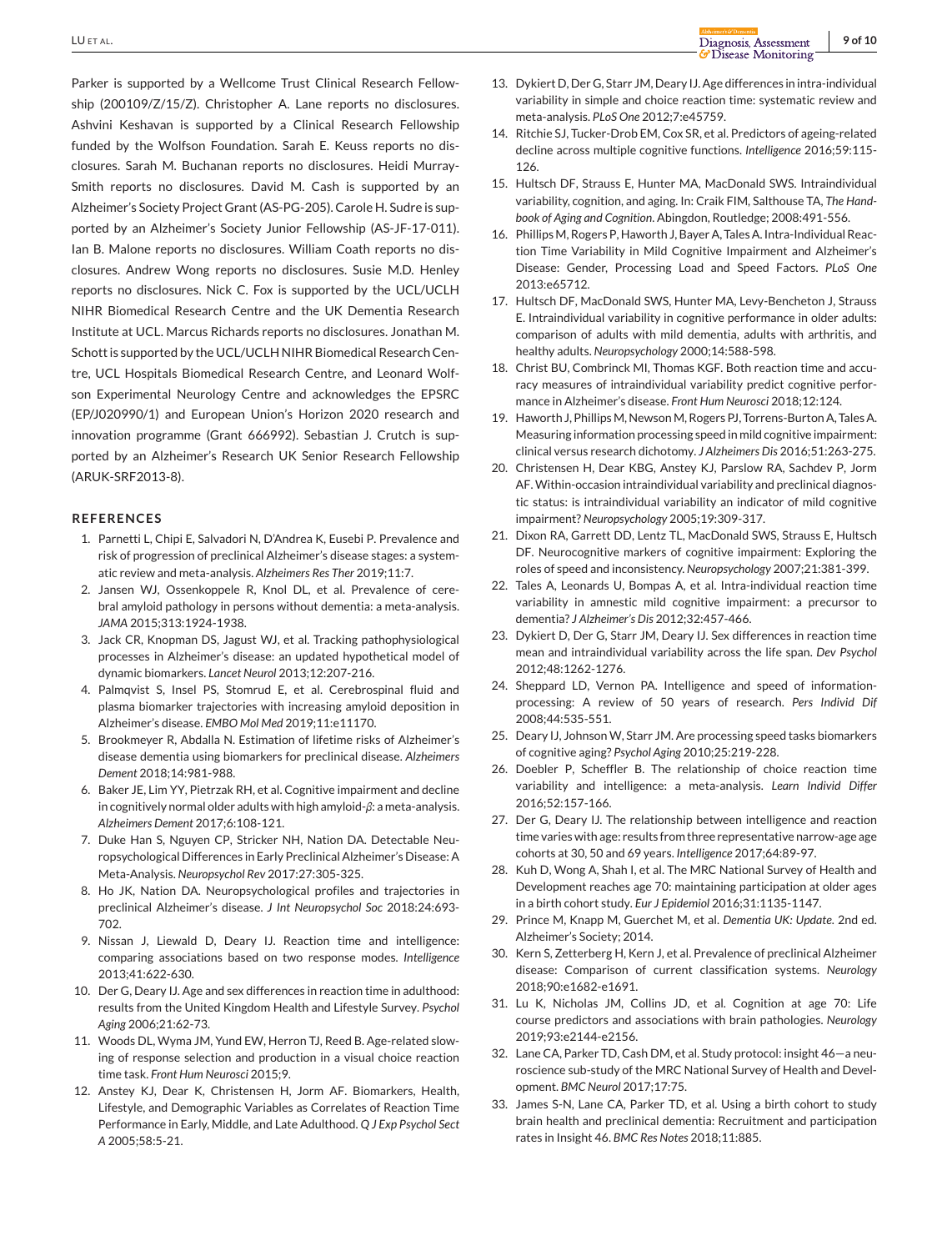Parker is supported by a Wellcome Trust Clinical Research Fellowship (200109/Z/15/Z). Christopher A. Lane reports no disclosures. Ashvini Keshavan is supported by a Clinical Research Fellowship funded by the Wolfson Foundation. Sarah E. Keuss reports no disclosures. Sarah M. Buchanan reports no disclosures. Heidi Murray-Smith reports no disclosures. David M. Cash is supported by an Alzheimer's Society Project Grant (AS-PG-205). Carole H. Sudre is supported by an Alzheimer's Society Junior Fellowship (AS-JF-17-011). Ian B. Malone reports no disclosures. William Coath reports no disclosures. Andrew Wong reports no disclosures. Susie M.D. Henley reports no disclosures. Nick C. Fox is supported by the UCL/UCLH NIHR Biomedical Research Centre and the UK Dementia Research Institute at UCL. Marcus Richards reports no disclosures. Jonathan M. Schott is supported by the UCL/UCLH NIHR Biomedical Research Centre, UCL Hospitals Biomedical Research Centre, and Leonard Wolfson Experimental Neurology Centre and acknowledges the EPSRC (EP/J020990/1) and European Union's Horizon 2020 research and innovation programme (Grant 666992). Sebastian J. Crutch is supported by an Alzheimer's Research UK Senior Research Fellowship (ARUK-SRF2013-8).

## REFERENCES

1. Parnetti L, Chipi E, Salvadori N, D'Andrea K, Eusebi P. Prevalence and risk of progression of preclinical Alzheimer's disease stages: a systematic review and meta-analysis. *Alzheimers Res Ther* 2019;11:7.
2. Jansen WJ, Ossenkoppele R, Knol DL, et al. Prevalence of cerebral amyloid pathology in persons without dementia: a meta-analysis. *JAMA* 2015;313:1924-1938.
3. Jack CR, Knopman DS, Jagust WJ, et al. Tracking pathophysiological processes in Alzheimer's disease: an updated hypothetical model of dynamic biomarkers. *Lancet Neurol* 2013;12:207-216.
4. Palmqvist S, Insel PS, Stomrud E, et al. Cerebrospinal fluid and plasma biomarker trajectories with increasing amyloid deposition in Alzheimer's disease. *EMBO Mol Med* 2019;11:e11170.
5. Brookmeyer R, Abdalla N. Estimation of lifetime risks of Alzheimer's disease dementia using biomarkers for preclinical disease. *Alzheimers Dement* 2018;14:981-988.
6. Baker JE, Lim YY, Pietrzak RH, et al. Cognitive impairment and decline in cognitively normal older adults with high amyloid-$\beta$: a meta-analysis. *Alzheimers Dement* 2017;6:108-121.
7. Duke Han S, Nguyen CP, Stricker NH, Nation DA. Detectable Neuropsychological Differences in Early Preclinical Alzheimer's Disease: A Meta-Analysis. *Neuropsychol Rev* 2017:27:305-325.
8. Ho JK, Nation DA. Neuropsychological profiles and trajectories in preclinical Alzheimer's disease. *J Int Neuropsychol Soc* 2018:24:693-702.
9. Nissan J, Liewald D, Deary IJ. Reaction time and intelligence: comparing associations based on two response modes. *Intelligence* 2013;41:622-630.
10. Der G, Deary IJ. Age and sex differences in reaction time in adulthood: results from the United Kingdom Health and Lifestyle Survey. *Psychol Aging* 2006;21:62-73.
11. Woods DL, Wyma JM, Yund EW, Herron TJ, Reed B. Age-related slowing of response selection and production in a visual choice reaction time task. *Front Hum Neurosci* 2015;9.
12. Anstey KJ, Dear K, Christensen H, Jorm AF. Biomarkers, Health, Lifestyle, and Demographic Variables as Correlates of Reaction Time Performance in Early, Middle, and Late Adulthood. *Q J Exp Psychol Sect A* 2005;58:5-21.
13. Dykiert D, Der G, Starr JM, Deary IJ. Age differences in intra-individual variability in simple and choice reaction time: systematic review and meta-analysis. *PLoS One* 2012;7:e45759.
14. Ritchie SJ, Tucker-Drob EM, Cox SR, et al. Predictors of ageing-related decline across multiple cognitive functions. *Intelligence* 2016;59:115-126.
15. Hultsch DF, Strauss E, Hunter MA, MacDonald SWS. Intraindividual variability, cognition, and aging. In: Craik FIM, Salthouse TA, *The Handbook of Aging and Cognition*. Abingdon, Routledge; 2008:491-556.
16. Phillips M, Rogers P, Haworth J, Bayer A, Tales A. Intra-Individual Reaction Time Variability in Mild Cognitive Impairment and Alzheimer's Disease: Gender, Processing Load and Speed Factors. *PLoS One* 2013:e65712.
17. Hultsch DF, MacDonald SWS, Hunter MA, Levy-Bencheton J, Strauss E. Intraindividual variability in cognitive performance in older adults: comparison of adults with mild dementia, adults with arthritis, and healthy adults. *Neuropsychology* 2000;14:588-598.
18. Christ BU, Combrinck MI, Thomas KGF. Both reaction time and accuracy measures of intraindividual variability predict cognitive performance in Alzheimer's disease. *Front Hum Neurosci* 2018;12:124.
19. Haworth J, Phillips M, Newson M, Rogers PJ, Torrens-Burton A, Tales A. Measuring information processing speed in mild cognitive impairment: clinical versus research dichotomy. *J Alzheimers Dis* 2016;51:263-275.
20. Christensen H, Dear KBG, Anstey KJ, Parslow RA, Sachdev P, Jorm AF. Within-occasion intraindividual variability and preclinical diagnostic status: is intraindividual variability an indicator of mild cognitive impairment? *Neuropsychology* 2005;19:309-317.
21. Dixon RA, Garrett DD, Lentz TL, MacDonald SWS, Strauss E, Hultsch DF. Neurocognitive markers of cognitive impairment: Exploring the roles of speed and inconsistency. *Neuropsychology* 2007;21:381-399.
22. Tales A, Leonards U, Bompas A, et al. Intra-individual reaction time variability in amnestic mild cognitive impairment: a precursor to dementia? *J Alzheimer's Dis* 2012;32:457-466.
23. Dykiert D, Der G, Starr JM, Deary IJ. Sex differences in reaction time mean and intraindividual variability across the life span. *Dev Psychol* 2012;48:1262-1276.
24. Sheppard LD, Vernon PA. Intelligence and speed of information-processing: A review of 50 years of research. *Pers Individ Dif* 2008;44:535-551.
25. Deary IJ, Johnson W, Starr JM. Are processing speed tasks biomarkers of cognitive aging? *Psychol Aging* 2010;25:219-228.
26. Doebler P, Scheffler B. The relationship of choice reaction time variability and intelligence: a meta-analysis. *Learn Individ Differ* 2016;52:157-166.
27. Der G, Deary IJ. The relationship between intelligence and reaction time varies with age: results from three representative narrow-age age cohorts at 30, 50 and 69 years. *Intelligence* 2017;64:89-97.
28. Kuh D, Wong A, Shah I, et al. The MRC National Survey of Health and Development reaches age 70: maintaining participation at older ages in a birth cohort study. *Eur J Epidemiol* 2016;31:1135-1147.
29. Prince M, Knapp M, Guerchet M, et al. *Dementia UK: Update*. 2nd ed. Alzheimer's Society; 2014.
30. Kern S, Zetterberg H, Kern J, et al. Prevalence of preclinical Alzheimer disease: Comparison of current classification systems. *Neurology* 2018;90:e1682-e1691.
31. Lu K, Nicholas JM, Collins JD, et al. Cognition at age 70: Life course predictors and associations with brain pathologies. *Neurology* 2019;93:e2144-e2156.
32. Lane CA, Parker TD, Cash DM, et al. Study protocol: insight 46—a neuroscience sub-study of the MRC National Survey of Health and Development. *BMC Neurol* 2017;17:75.
33. James S-N, Lane CA, Parker TD, et al. Using a birth cohort to study brain health and preclinical dementia: Recruitment and participation rates in Insight 46. *BMC Res Notes* 2018;11:885.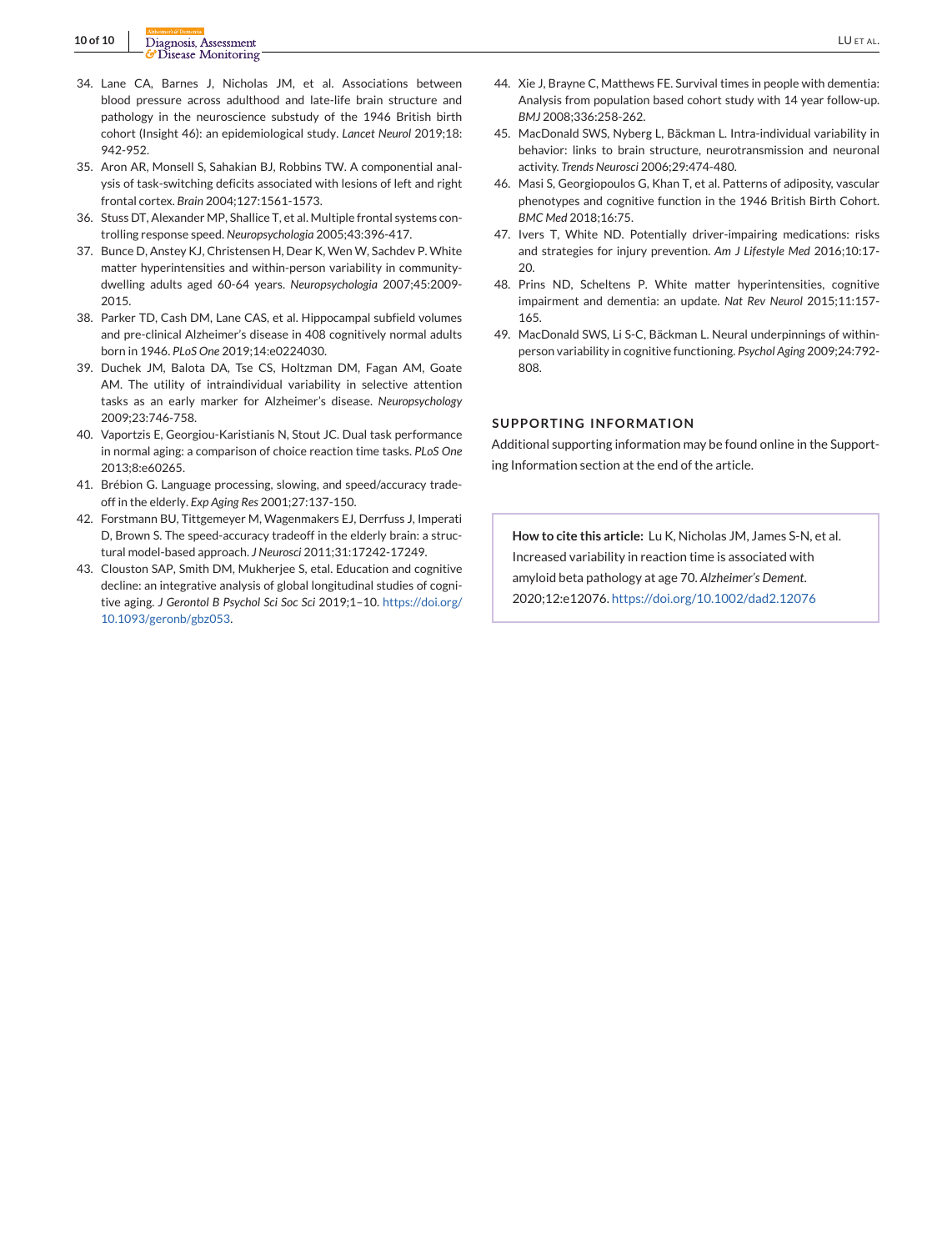34. Lane CA, Barnes J, Nicholas JM, et al. Associations between blood pressure across adulthood and late-life brain structure and pathology in the neuroscience substudy of the 1946 British birth cohort (Insight 46): an epidemiological study. *Lancet Neurol* 2019;18:942-952.
35. Aron AR, Monsell S, Sahakian BJ, Robbins TW. A componential analysis of task-switching deficits associated with lesions of left and right frontal cortex. *Brain* 2004;127:1561-1573.
36. Stuss DT, Alexander MP, Shallice T, et al. Multiple frontal systems controlling response speed. *Neuropsychologia* 2005;43:396-417.
37. Bunce D, Anstey KJ, Christensen H, Dear K, Wen W, Sachdev P. White matter hyperintensities and within-person variability in community-dwelling adults aged 60-64 years. *Neuropsychologia* 2007;45:2009-2015.
38. Parker TD, Cash DM, Lane CAS, et al. Hippocampal subfield volumes and pre-clinical Alzheimer's disease in 408 cognitively normal adults born in 1946. *PLoS One* 2019;14:e0224030.
39. Duchek JM, Balota DA, Tse CS, Holtzman DM, Fagan AM, Goate AM. The utility of intraindividual variability in selective attention tasks as an early marker for Alzheimer's disease. *Neuropsychology* 2009;23:746-758.
40. Vaportzis E, Georgiou-Karistianis N, Stout JC. Dual task performance in normal aging: a comparison of choice reaction time tasks. *PLoS One* 2013;8:e60265.
41. Brébion G. Language processing, slowing, and speed/accuracy trade-off in the elderly. *Exp Aging Res* 2001;27:137-150.
42. Forstmann BU, Tittgemeyer M, Wagenmakers EJ, Derrfuss J, Imperati D, Brown S. The speed-accuracy tradeoff in the elderly brain: a structural model-based approach. *J Neurosci* 2011;31:17242-17249.
43. Clouston SAP, Smith DM, Mukherjee S, etal. Education and cognitive decline: an integrative analysis of global longitudinal studies of cognitive aging. *J Gerontol B Psychol Sci Soc Sci* 2019;1–10. https://doi.org/10.1093/geronb/gbz053.
44. Xie J, Brayne C, Matthews FE. Survival times in people with dementia: Analysis from population based cohort study with 14 year follow-up. *BMJ* 2008;336:258-262.
45. MacDonald SWS, Nyberg L, Bäckman L. Intra-individual variability in behavior: links to brain structure, neurotransmission and neuronal activity. *Trends Neurosci* 2006;29:474-480.
46. Masi S, Georgiopoulos G, Khan T, et al. Patterns of adiposity, vascular phenotypes and cognitive function in the 1946 British Birth Cohort. *BMC Med* 2018;16:75.
47. Ivers T, White ND. Potentially driver-impairing medications: risks and strategies for injury prevention. *Am J Lifestyle Med* 2016;10:17-20.
48. Prins ND, Scheltens P. White matter hyperintensities, cognitive impairment and dementia: an update. *Nat Rev Neurol* 2015;11:157-165.
49. MacDonald SWS, Li S-C, Bäckman L. Neural underpinnings of within-person variability in cognitive functioning. *Psychol Aging* 2009;24:792-808.

## SUPPORTING INFORMATION

Additional supporting information may be found online in the Supporting Information section at the end of the article.

**How to cite this article:** Lu K, Nicholas JM, James S-N, et al. Increased variability in reaction time is associated with amyloid beta pathology at age 70. *Alzheimer's Dement*. 2020;12:e12076. https://doi.org/10.1002/dad2.12076